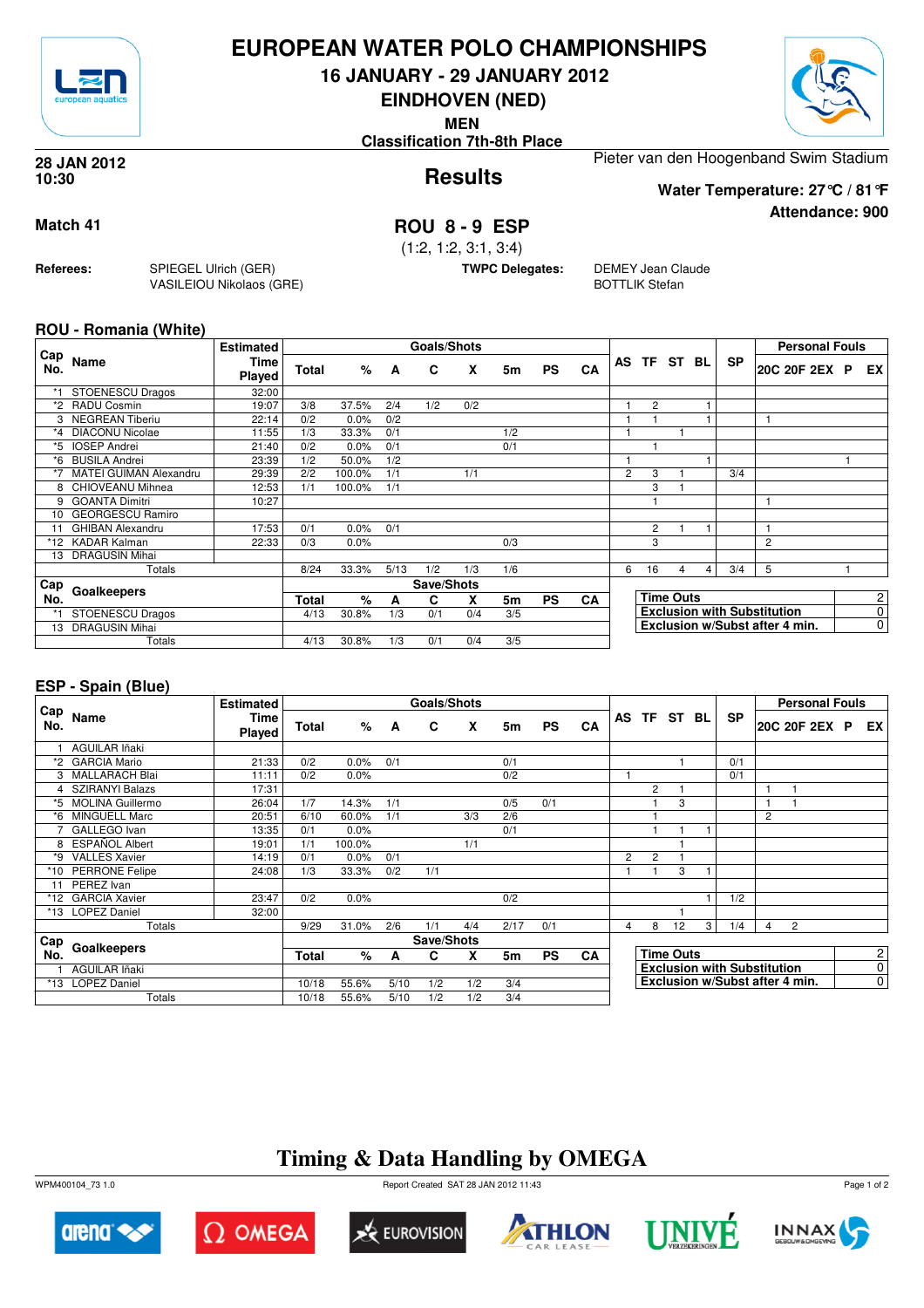# EUROPEAN WATER POLO CHAMPIONSHIPS

**16 JANUARY - 29 JANUARY 2012**

**EINDHOVEN (NED)**

**MEN**

**Classification 7th-8th Place**

**28 JAN 2012**
**10:30**

## Results

Pieter van den Hoogenband Swim Stadium

**Water Temperature: 27°C / 81°F**

**Attendance: 900**

**Match 41**

**ROU 8 - 9 ESP**

(1:2, 1:2, 3:1, 3:4)

**Referees:** SPIEGEL Ulrich (GER), VASILEIOU Nikolaos (GRE)

**TWPC Delegates:** DEMEY Jean Claude, BOTTLIK Stefan

### ROU - Romania (White)

| Cap No. | Name | Estimated Time Played | Total | % | A | C | X | 5m | PS | CA | AS | TF | ST | BL | SP | 20C | 20F | 2EX | P | EX |
|---|---|---|---|---|---|---|---|---|---|---|---|---|---|---|---|---|---|---|---|---|
| *1 | STOENESCU Dragos | 32:00 | | | | | | | | | | | | | | | | | | |
| *2 | RADU Cosmin | 19:07 | 3/8 | 37.5% | 2/4 | 1/2 | 0/2 | | | | 1 | 2 | | 1 | | | | | | |
| 3 | NEGREAN Tiberiu | 22:14 | 0/2 | 0.0% | 0/2 | | | | | | 1 | 1 | | 1 | | 1 | | | | |
| *4 | DIACONU Nicolae | 11:55 | 1/3 | 33.3% | 0/1 | | | 1/2 | | | 1 | | 1 | | | | | | | |
| *5 | IOSEP Andrei | 21:40 | 0/2 | 0.0% | 0/1 | | | 0/1 | | | | 1 | | | | | | | | |
| *6 | BUSILA Andrei | 23:39 | 1/2 | 50.0% | 1/2 | | | | | | 1 | | | 1 | | | | | 1 | |
| *7 | MATEI GUIMAN Alexandru | 29:39 | 2/2 | 100.0% | 1/1 | | 1/1 | | | | 2 | 3 | 1 | | 3/4 | | | | | |
| 8 | CHIOVEANU Mihnea | 12:53 | 1/1 | 100.0% | 1/1 | | | | | | | 3 | 1 | | | | | | | |
| 9 | GOANTA Dimitri | 10:27 | | | | | | | | | | 1 | | | | 1 | | | | |
| 10 | GEORGESCU Ramiro | | | | | | | | | | | | | | | | | | | |
| 11 | GHIBAN Alexandru | 17:53 | 0/1 | 0.0% | 0/1 | | | | | | | 2 | 1 | 1 | | 1 | | | | |
| *12 | KADAR Kalman | 22:33 | 0/3 | 0.0% | | | | 0/3 | | | | 3 | | | | 2 | | | | |
| 13 | DRAGUSIN Mihai | | | | | | | | | | | | | | | | | | | |
| | Totals | | 8/24 | 33.3% | 5/13 | 1/2 | 1/3 | 1/6 | | | 6 | 16 | 4 | 4 | 3/4 | 5 | | | 1 | |

| Cap No. | Goalkeepers | Total | % | A | C | X | 5m | PS | CA |
|---|---|---|---|---|---|---|---|---|---|
| *1 | STOENESCU Dragos | 4/13 | 30.8% | 1/3 | 0/1 | 0/4 | 3/5 | | |
| 13 | DRAGUSIN Mihai | | | | | | | | |
| | Totals | 4/13 | 30.8% | 1/3 | 0/1 | 0/4 | 3/5 | | |

| | |
|---|---|
| Time Outs | 2 |
| Exclusion with Substitution | 0 |
| Exclusion w/Subst after 4 min. | 0 |

### ESP - Spain (Blue)

| Cap No. | Name | Estimated Time Played | Total | % | A | C | X | 5m | PS | CA | AS | TF | ST | BL | SP | 20C | 20F | 2EX | P | EX |
|---|---|---|---|---|---|---|---|---|---|---|---|---|---|---|---|---|---|---|---|---|
| 1 | AGUILAR Iñaki | | | | | | | | | | | | | | | | | | | |
| *2 | GARCIA Mario | 21:33 | 0/2 | 0.0% | 0/1 | | | 0/1 | | | | | 1 | | 0/1 | | | | | |
| 3 | MALLARACH Blai | 11:11 | 0/2 | 0.0% | | | | 0/2 | | | 1 | | | | 0/1 | | | | | |
| 4 | SZIRANYI Balazs | 17:31 | | | | | | | | | | 2 | 1 | | | 1 | 1 | | | |
| *5 | MOLINA Guillermo | 26:04 | 1/7 | 14.3% | 1/1 | | | 0/5 | 0/1 | | | 1 | 3 | | | 1 | 1 | | | |
| *6 | MINGUELL Marc | 20:51 | 6/10 | 60.0% | 1/1 | | 3/3 | 2/6 | | | | 1 | | | | 2 | | | | |
| 7 | GALLEGO Ivan | 13:35 | 0/1 | 0.0% | | | | 0/1 | | | | 1 | 1 | 1 | | | | | | |
| 8 | ESPAÑOL Albert | 19:01 | 1/1 | 100.0% | | | 1/1 | | | | | | 1 | | | | | | | |
| *9 | VALLES Xavier | 14:19 | 0/1 | 0.0% | 0/1 | | | | | | 2 | 2 | 1 | | | | | | | |
| *10 | PERRONE Felipe | 24:08 | 1/3 | 33.3% | 0/2 | 1/1 | | | | | 1 | 1 | 3 | 1 | | | | | | |
| 11 | PEREZ Ivan | | | | | | | | | | | | | | | | | | | |
| *12 | GARCIA Xavier | 23:47 | 0/2 | 0.0% | | | | 0/2 | | | | | | 1 | 1/2 | | | | | |
| *13 | LOPEZ Daniel | 32:00 | | | | | | | | | | | 1 | | | | | | | |
| | Totals | | 9/29 | 31.0% | 2/6 | 1/1 | 4/4 | 2/17 | 0/1 | | 4 | 8 | 12 | 3 | 1/4 | 4 | 2 | | | |

| Cap No. | Goalkeepers | Total | % | A | C | X | 5m | PS | CA |
|---|---|---|---|---|---|---|---|---|---|
| 1 | AGUILAR Iñaki | | | | | | | | |
| *13 | LOPEZ Daniel | 10/18 | 55.6% | 5/10 | 1/2 | 1/2 | 3/4 | | |
| | Totals | 10/18 | 55.6% | 5/10 | 1/2 | 1/2 | 3/4 | | |

| | |
|---|---|
| Time Outs | 2 |
| Exclusion with Substitution | 0 |
| Exclusion w/Subst after 4 min. | 0 |

## Timing & Data Handling by OMEGA

WPM400104_73 1.0 Report Created SAT 28 JAN 2012 11:43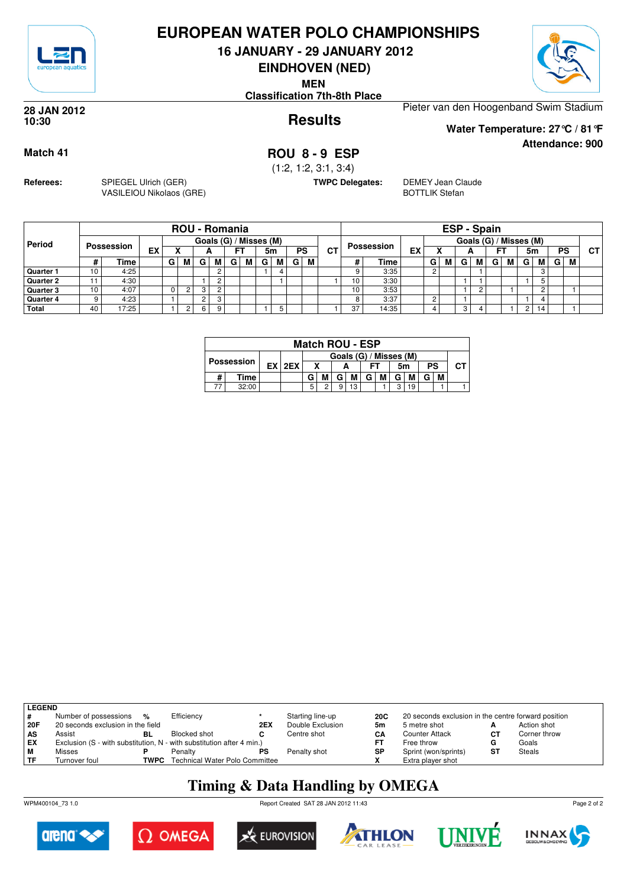# EUROPEAN WATER POLO CHAMPIONSHIPS

**16 JANUARY - 29 JANUARY 2012**

**EINDHOVEN (NED)**

**MEN**

**Classification 7th-8th Place**

**28 JAN 2012**
**10:30**

## Results

Pieter van den Hoogenband Swim Stadium

**Water Temperature: 27°C / 81°F**

**Attendance: 900**

**Match 41**

**ROU 8 - 9 ESP**

(1:2, 1:2, 3:1, 3:4)

**Referees:** SPIEGEL Ulrich (GER), VASILEIOU Nikolaos (GRE)

**TWPC Delegates:** DEMEY Jean Claude, BOTTLIK Stefan

| Period | ROU - Romania | | | | | | | | | | | | | | | | ESP - Spain | | | | | | | | | | | | | | | |
|---|---|---|---|---|---|---|---|---|---|---|---|---|---|---|---|---|---|---|---|---|---|---|---|---|---|---|---|---|---|---|---|---|
| | Possession | | EX | Goals (G) / Misses (M) | | | | | | | | | | | | CT | Possession | | EX | Goals (G) / Misses (M) | | | | | | | | | | | | CT |
| | | | | X | | A | | FT | | 5m | | PS | | | | | | | | X | | A | | FT | | 5m | | PS | | | | |
| | # | Time | | G | M | G | M | G | M | G | M | G | M | | | | # | Time | | G | M | G | M | G | M | G | M | G | M | | | |
| Quarter 1 | 10 | 4:25 | | | | | 2 | | | 1 | 4 | | | | | | 9 | 3:35 | | 2 | | | 1 | | | | 3 | | | | | |
| Quarter 2 | 11 | 4:30 | | | | 1 | 2 | | | | 1 | | | | | 1 | 10 | 3:30 | | | | 1 | 1 | | | 1 | 5 | | | | | |
| Quarter 3 | 10 | 4:07 | | 0 | 2 | 3 | 2 | | | | | | | | | | 10 | 3:53 | | | | 1 | 2 | | 1 | | 2 | | 1 | | | |
| Quarter 4 | 9 | 4:23 | | 1 | | 2 | 3 | | | | | | | | | | 8 | 3:37 | | 2 | | 1 | | | | 1 | 4 | | | | | |
| Total | 40 | 17:25 | | 1 | 2 | 6 | 9 | | | 1 | 5 | | | | | 1 | 37 | 14:35 | | 4 | | 3 | 4 | | 1 | 2 | 14 | | 1 | | | |

| Match ROU - ESP | | | | | | | | | | | | | | |
|---|---|---|---|---|---|---|---|---|---|---|---|---|---|---|
| Possession | | EX | 2EX | Goals (G) / Misses (M) | | | | | | | | | | CT |
| | | | | X | | A | | FT | | 5m | | PS | | |
| # | Time | | | G | M | G | M | G | M | G | M | G | M | |
| 77 | 32:00 | | | 5 | 2 | 9 | 13 | | 1 | 3 | 19 | | 1 | 1 |

| LEGEND | | | | | | | | | |
|---|---|---|---|---|---|---|---|---|---|
| # | Number of possessions | % | Efficiency | * | Starting line-up | 20C | 20 seconds exclusion in the centre forward position | | |
| 20F | 20 seconds exclusion in the field | | | 2EX | Double Exclusion | 5m | 5 metre shot | A | Action shot |
| AS | Assist | BL | Blocked shot | C | Centre shot | CA | Counter Attack | CT | Corner throw |
| EX | Exclusion (S - with substitution, N - with substitution after 4 min.) | | | | | FT | Free throw | G | Goals |
| M | Misses | P | Penalty | PS | Penalty shot | SP | Sprint (won/sprints) | ST | Steals |
| TF | Turnover foul | TWPC | Technical Water Polo Committee | | | X | Extra player shot | | |

## Timing & Data Handling by OMEGA

WPM400104_73 1.0 Report Created SAT 28 JAN 2012 11:43